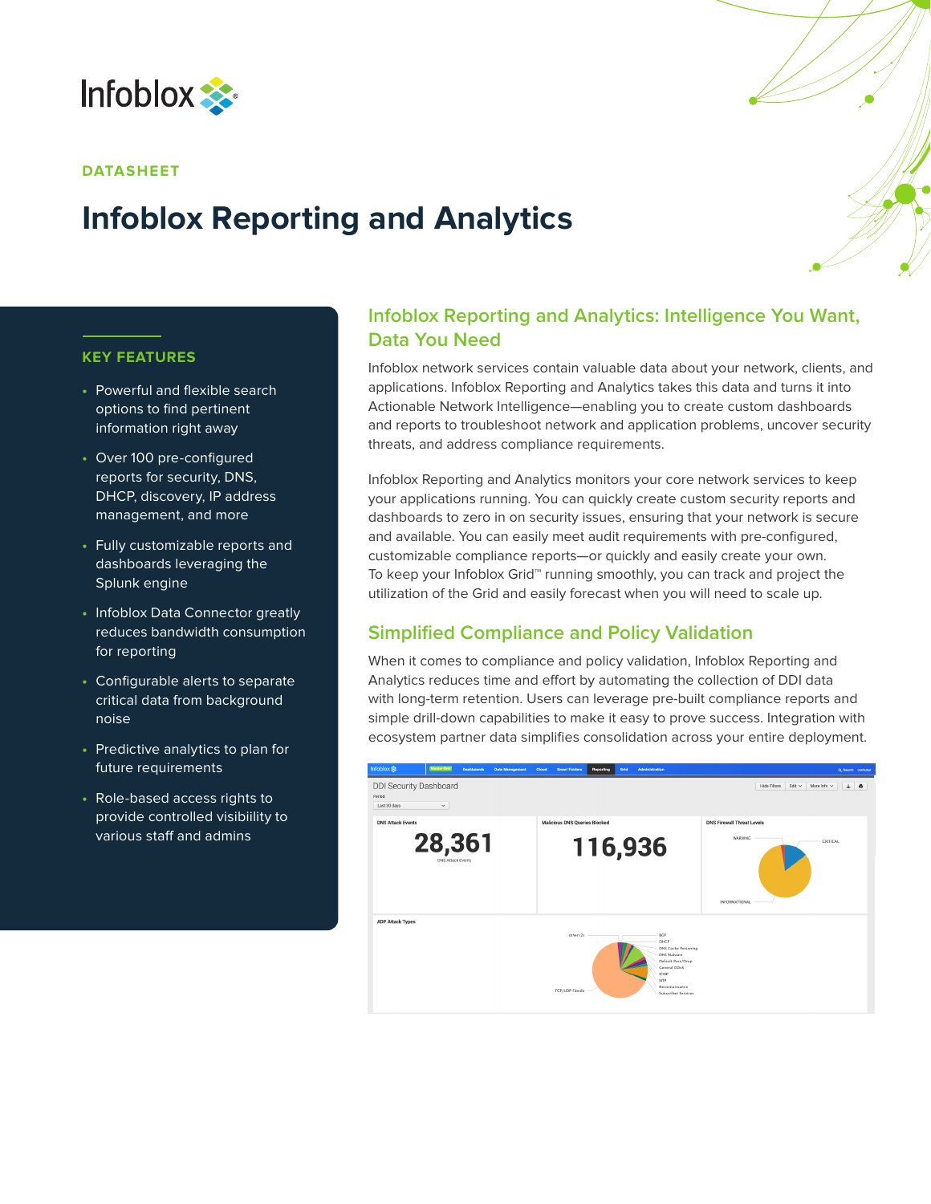Infoblox

DATASHEET

# Infoblox Reporting and Analytics

## KEY FEATURES

- Powerful and flexible search options to find pertinent information right away
- Over 100 pre-configured reports for security, DNS, DHCP, discovery, IP address management, and more
- Fully customizable reports and dashboards leveraging the Splunk engine
- Infoblox Data Connector greatly reduces bandwidth consumption for reporting
- Configurable alerts to separate critical data from background noise
- Predictive analytics to plan for future requirements
- Role-based access rights to provide controlled visibiility to various staff and admins

## Infoblox Reporting and Analytics: Intelligence You Want, Data You Need

Infoblox network services contain valuable data about your network, clients, and applications. Infoblox Reporting and Analytics takes this data and turns it into Actionable Network Intelligence—enabling you to create custom dashboards and reports to troubleshoot network and application problems, uncover security threats, and address compliance requirements.

Infoblox Reporting and Analytics monitors your core network services to keep your applications running. You can quickly create custom security reports and dashboards to zero in on security issues, ensuring that your network is secure and available. You can easily meet audit requirements with pre-configured, customizable compliance reports—or quickly and easily create your own. To keep your Infoblox Grid™ running smoothly, you can track and project the utilization of the Grid and easily forecast when you will need to scale up.

## Simplified Compliance and Policy Validation

When it comes to compliance and policy validation, Infoblox Reporting and Analytics reduces time and effort by automating the collection of DDI data with long-term retention. Users can leverage pre-built compliance reports and simple drill-down capabilities to make it easy to prove success. Integration with ecosystem partner data simplifies consolidation across your entire deployment.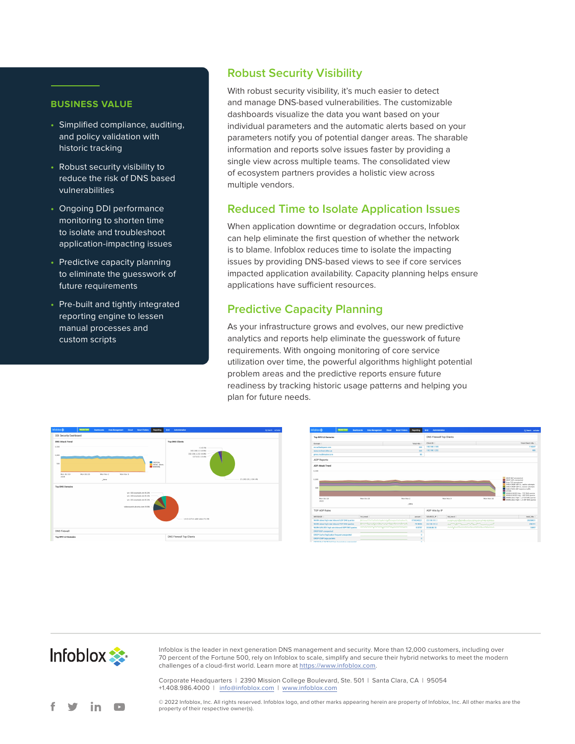## BUSINESS VALUE

- Simplified compliance, auditing, and policy validation with historic tracking
- Robust security visibility to reduce the risk of DNS based vulnerabilities
- Ongoing DDI performance monitoring to shorten time to isolate and troubleshoot application-impacting issues
- Predictive capacity planning to eliminate the guesswork of future requirements
- Pre-built and tightly integrated reporting engine to lessen manual processes and custom scripts

## Robust Security Visibility

With robust security visibility, it's much easier to detect and manage DNS-based vulnerabilities. The customizable dashboards visualize the data you want based on your individual parameters and the automatic alerts based on your parameters notify you of potential danger areas. The sharable information and reports solve issues faster by providing a single view across multiple teams. The consolidated view of ecosystem partners provides a holistic view across multiple vendors.

## Reduced Time to Isolate Application Issues

When application downtime or degradation occurs, Infoblox can help eliminate the first question of whether the network is to blame. Infoblox reduces time to isolate the impacting issues by providing DNS-based views to see if core services impacted application availability. Capacity planning helps ensure applications have sufficient resources.

## Predictive Capacity Planning

As your infrastructure grows and evolves, our new predictive analytics and reports help eliminate the guesswork of future requirements. With ongoing monitoring of core service utilization over time, the powerful algorithms highlight potential problem areas and the predictive reports ensure future readiness by tracking historic usage patterns and helping you plan for future needs.

---

Infoblox is the leader in next generation DNS management and security. More than 12,000 customers, including over 70 percent of the Fortune 500, rely on Infoblox to scale, simplify and secure their hybrid networks to meet the modern challenges of a cloud-first world. Learn more at https://www.infoblox.com.

Corporate Headquarters | 2390 Mission College Boulevard, Ste. 501 | Santa Clara, CA | 95054
+1.408.986.4000 | info@infoblox.com | www.infoblox.com

© 2022 Infoblox, Inc. All rights reserved. Infoblox logo, and other marks appearing herein are property of Infoblox, Inc. All other marks are the property of their respective owner(s).